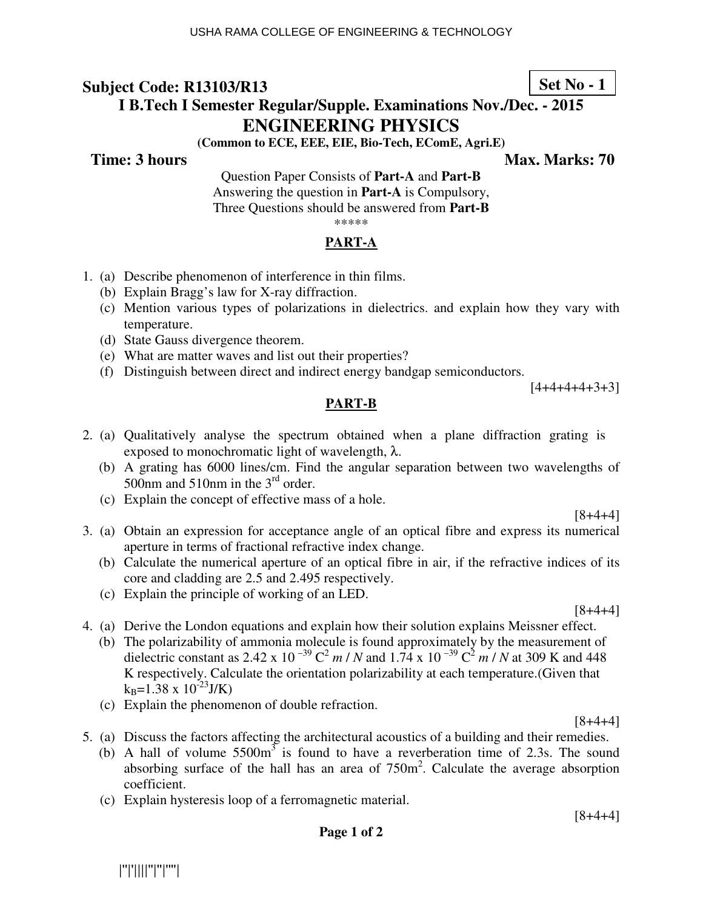**Subject Code: R13103/R13** **Set No - 1**

**I B.Tech I Semester Regular/Supple. Examinations Nov./Dec. - 2015**

# ENGINEERING PHYSICS

**(Common to ECE, EEE, EIE, Bio-Tech, EComE, Agri.E)**

**Time: 3 hours** **Max. Marks: 70**

Question Paper Consists of **Part-A** and **Part-B**
Answering the question in **Part-A** is Compulsory,
Three Questions should be answered from **Part-B**

\*\*\*\*\*

## PART-A

1. (a) Describe phenomenon of interference in thin films.
   (b) Explain Bragg's law for X-ray diffraction.
   (c) Mention various types of polarizations in dielectrics. and explain how they vary with temperature.
   (d) State Gauss divergence theorem.
   (e) What are matter waves and list out their properties?
   (f) Distinguish between direct and indirect energy bandgap semiconductors.

   [4+4+4+4+3+3]

## PART-B

2. (a) Qualitatively analyse the spectrum obtained when a plane diffraction grating is exposed to monochromatic light of wavelength, $\lambda$.
   (b) A grating has 6000 lines/cm. Find the angular separation between two wavelengths of 500nm and 510nm in the 3rd order.
   (c) Explain the concept of effective mass of a hole.

   [8+4+4]

3. (a) Obtain an expression for acceptance angle of an optical fibre and express its numerical aperture in terms of fractional refractive index change.
   (b) Calculate the numerical aperture of an optical fibre in air, if the refractive indices of its core and cladding are 2.5 and 2.495 respectively.
   (c) Explain the principle of working of an LED.

   [8+4+4]

4. (a) Derive the London equations and explain how their solution explains Meissner effect.
   (b) The polarizability of ammonia molecule is found approximately by the measurement of dielectric constant as $2.42 \times 10^{-39}$ $C^2\, m / N$ and $1.74 \times 10^{-39}$ $C^2\, m / N$ at 309 K and 448 K respectively. Calculate the orientation polarizability at each temperature.(Given that $k_B = 1.38 \times 10^{-23}$J/K)
   (c) Explain the phenomenon of double refraction.

   [8+4+4]

5. (a) Discuss the factors affecting the architectural acoustics of a building and their remedies.
   (b) A hall of volume $5500m^3$ is found to have a reverberation time of 2.3s. The sound absorbing surface of the hall has an area of $750m^2$. Calculate the average absorption coefficient.
   (c) Explain hysteresis loop of a ferromagnetic material.

   [8+4+4]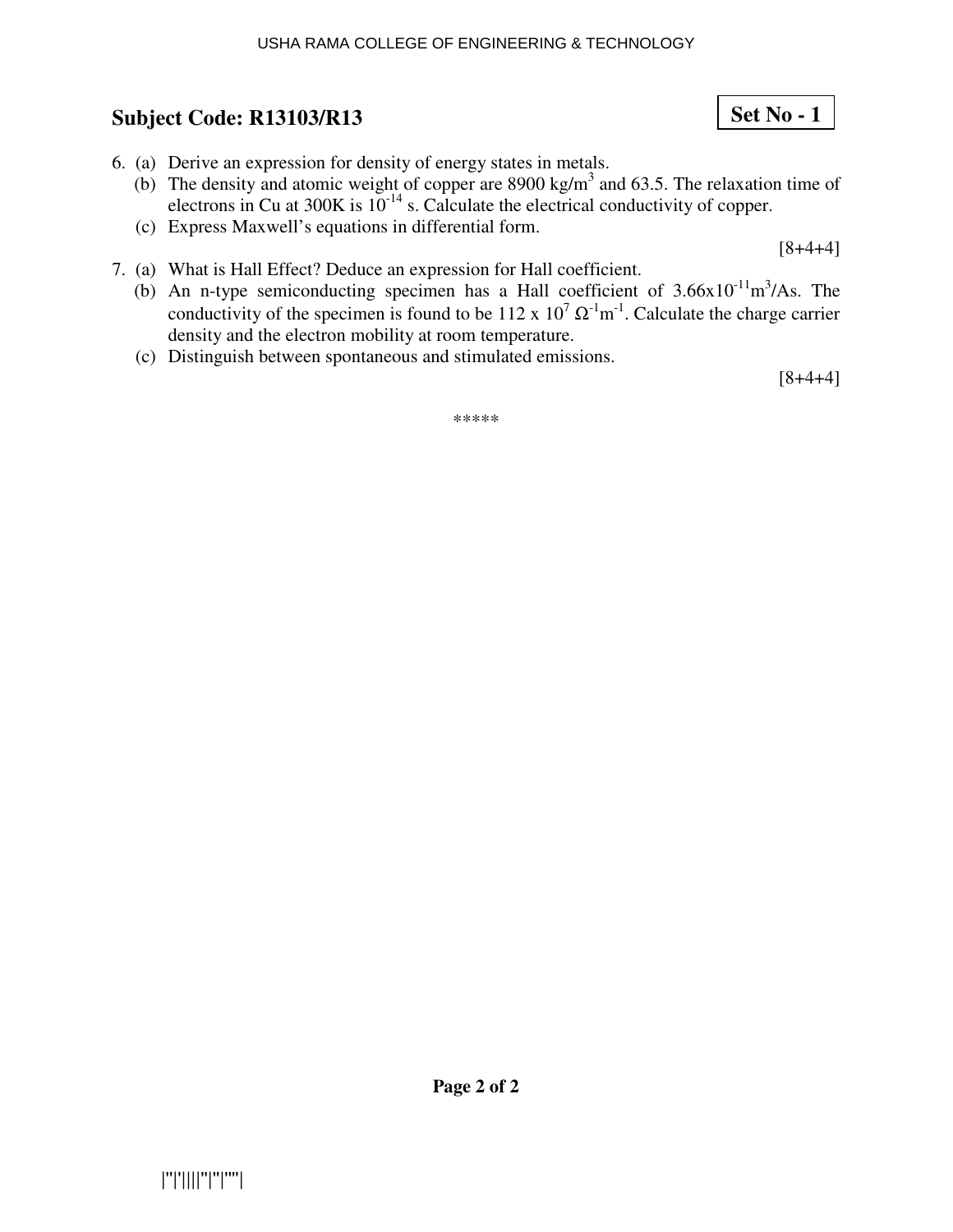## Subject Code: R13103/R13

**Set No - 1**

6. (a) Derive an expression for density of energy states in metals.
   (b) The density and atomic weight of copper are 8900 $kg/m^3$ and 63.5. The relaxation time of electrons in Cu at 300K is $10^{-14}$ s. Calculate the electrical conductivity of copper.
   (c) Express Maxwell's equations in differential form.

   [8+4+4]

7. (a) What is Hall Effect? Deduce an expression for Hall coefficient.
   (b) An n-type semiconducting specimen has a Hall coefficient of $3.66 \times 10^{-11} m^3/As$. The conductivity of the specimen is found to be $112 \times 10^7 \ \Omega^{-1}m^{-1}$. Calculate the charge carrier density and the electron mobility at room temperature.
   (c) Distinguish between spontaneous and stimulated emissions.

   [8+4+4]

*****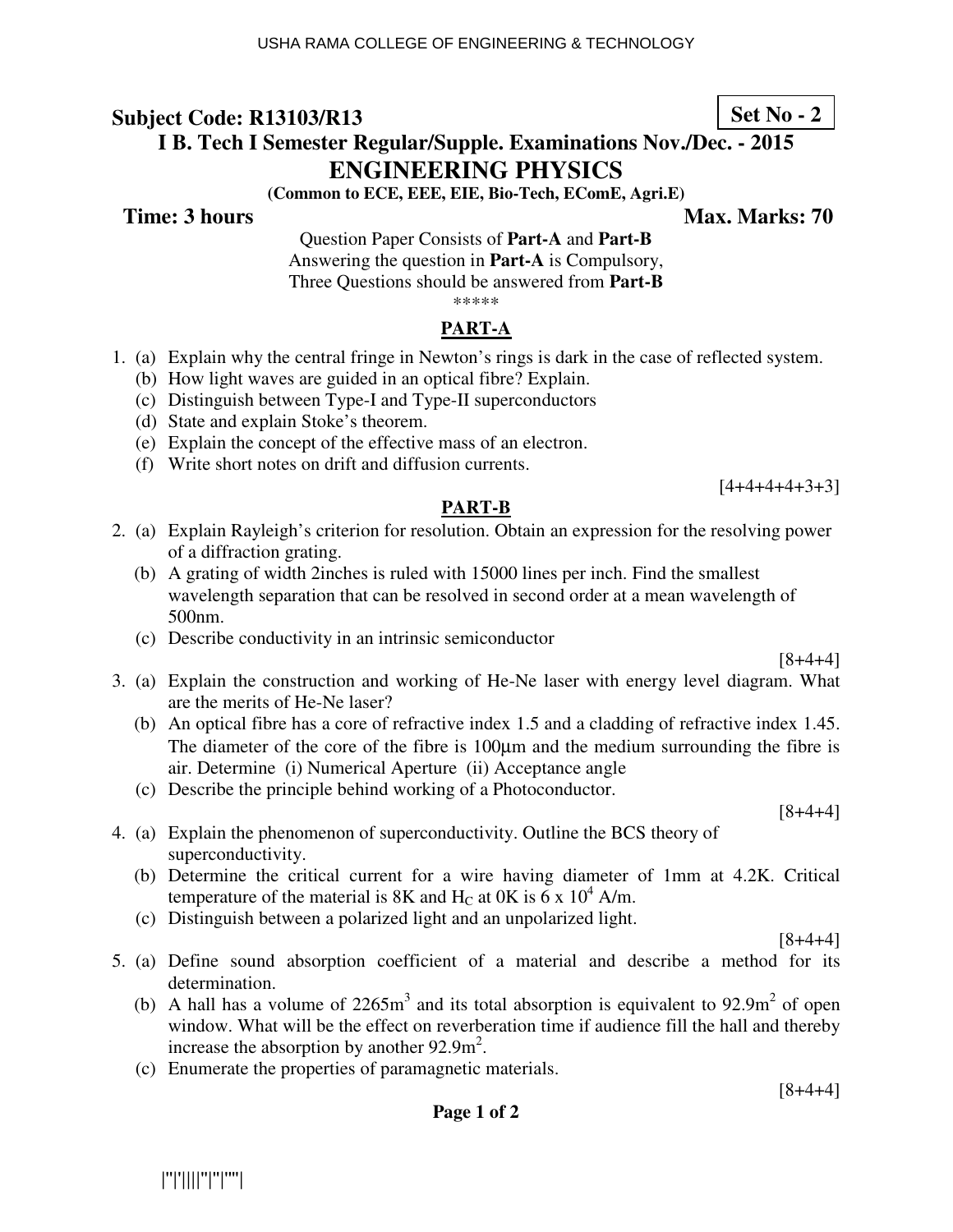**Subject Code: R13103/R13**

**Set No - 2**

**I B. Tech I Semester Regular/Supple. Examinations Nov./Dec. - 2015**

# ENGINEERING PHYSICS

**(Common to ECE, EEE, EIE, Bio-Tech, EComE, Agri.E)**

**Time: 3 hours** **Max. Marks: 70**

Question Paper Consists of **Part-A** and **Part-B**
Answering the question in **Part-A** is Compulsory,
Three Questions should be answered from **Part-B**

\*\*\*\*\*

## PART-A

1. (a) Explain why the central fringe in Newton's rings is dark in the case of reflected system.
   (b) How light waves are guided in an optical fibre? Explain.
   (c) Distinguish between Type-I and Type-II superconductors
   (d) State and explain Stoke's theorem.
   (e) Explain the concept of the effective mass of an electron.
   (f) Write short notes on drift and diffusion currents.

[4+4+4+4+3+3]

## PART-B

2. (a) Explain Rayleigh's criterion for resolution. Obtain an expression for the resolving power of a diffraction grating.
   (b) A grating of width 2inches is ruled with 15000 lines per inch. Find the smallest wavelength separation that can be resolved in second order at a mean wavelength of 500nm.
   (c) Describe conductivity in an intrinsic semiconductor

[8+4+4]

3. (a) Explain the construction and working of He-Ne laser with energy level diagram. What are the merits of He-Ne laser?
   (b) An optical fibre has a core of refractive index 1.5 and a cladding of refractive index 1.45. The diameter of the core of the fibre is 100μm and the medium surrounding the fibre is air. Determine (i) Numerical Aperture (ii) Acceptance angle
   (c) Describe the principle behind working of a Photoconductor.

[8+4+4]

4. (a) Explain the phenomenon of superconductivity. Outline the BCS theory of superconductivity.
   (b) Determine the critical current for a wire having diameter of 1mm at 4.2K. Critical temperature of the material is 8K and $H_C$ at 0K is $6 \times 10^4$ A/m.
   (c) Distinguish between a polarized light and an unpolarized light.

[8+4+4]

5. (a) Define sound absorption coefficient of a material and describe a method for its determination.
   (b) A hall has a volume of $2265\text{m}^3$ and its total absorption is equivalent to $92.9\text{m}^2$ of open window. What will be the effect on reverberation time if audience fill the hall and thereby increase the absorption by another $92.9\text{m}^2$.
   (c) Enumerate the properties of paramagnetic materials.

[8+4+4]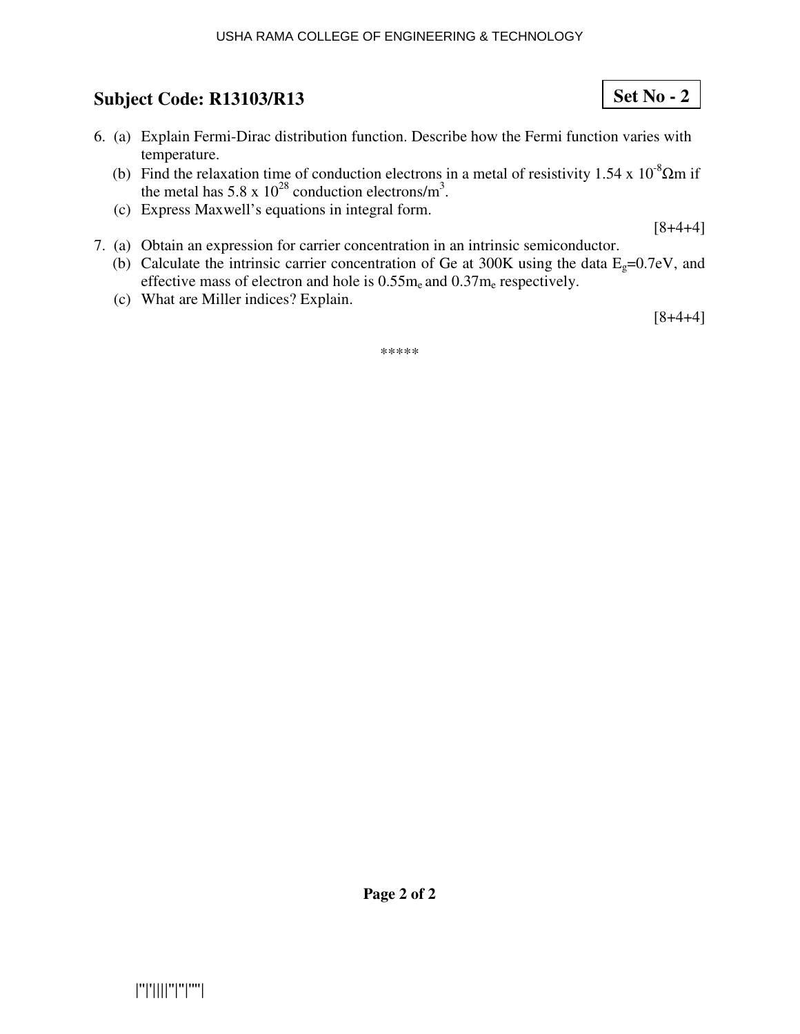## Subject Code: R13103/R13

**Set No - 2**

6. (a) Explain Fermi-Dirac distribution function. Describe how the Fermi function varies with temperature.
   (b) Find the relaxation time of conduction electrons in a metal of resistivity $1.54 \times 10^{-8}\Omega$m if the metal has $5.8 \times 10^{28}$ conduction electrons/m$^3$.
   (c) Express Maxwell's equations in integral form.

   [8+4+4]

7. (a) Obtain an expression for carrier concentration in an intrinsic semiconductor.
   (b) Calculate the intrinsic carrier concentration of Ge at 300K using the data $E_g$=0.7eV, and effective mass of electron and hole is $0.55m_e$ and $0.37m_e$ respectively.
   (c) What are Miller indices? Explain.

   [8+4+4]

*****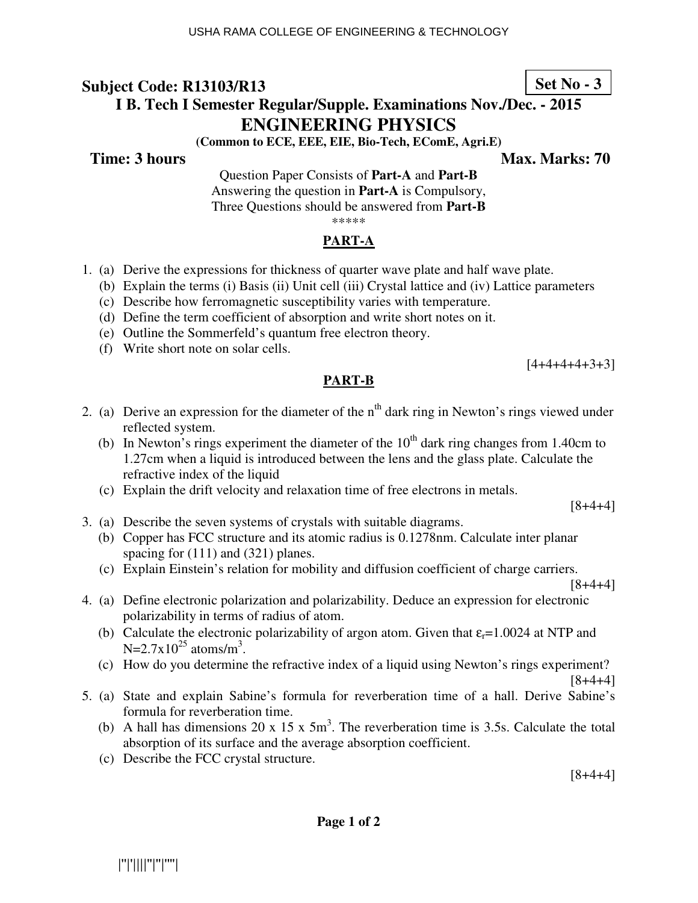**Subject Code: R13103/R13** **Set No - 3**

**I B. Tech I Semester Regular/Supple. Examinations Nov./Dec. - 2015**

# ENGINEERING PHYSICS

**(Common to ECE, EEE, EIE, Bio-Tech, EComE, Agri.E)**

**Time: 3 hours** **Max. Marks: 70**

Question Paper Consists of **Part-A** and **Part-B**
Answering the question in **Part-A** is Compulsory,
Three Questions should be answered from **Part-B**

*****

## PART-A

1. (a) Derive the expressions for thickness of quarter wave plate and half wave plate.
   (b) Explain the terms (i) Basis (ii) Unit cell (iii) Crystal lattice and (iv) Lattice parameters
   (c) Describe how ferromagnetic susceptibility varies with temperature.
   (d) Define the term coefficient of absorption and write short notes on it.
   (e) Outline the Sommerfeld's quantum free electron theory.
   (f) Write short note on solar cells.

[4+4+4+4+3+3]

## PART-B

2. (a) Derive an expression for the diameter of the $n^{th}$ dark ring in Newton's rings viewed under reflected system.
   (b) In Newton's rings experiment the diameter of the $10^{th}$ dark ring changes from 1.40cm to 1.27cm when a liquid is introduced between the lens and the glass plate. Calculate the refractive index of the liquid
   (c) Explain the drift velocity and relaxation time of free electrons in metals.

[8+4+4]

3. (a) Describe the seven systems of crystals with suitable diagrams.
   (b) Copper has FCC structure and its atomic radius is 0.1278nm. Calculate inter planar spacing for (111) and (321) planes.
   (c) Explain Einstein's relation for mobility and diffusion coefficient of charge carriers.

[8+4+4]

4. (a) Define electronic polarization and polarizability. Deduce an expression for electronic polarizability in terms of radius of atom.
   (b) Calculate the electronic polarizability of argon atom. Given that $\varepsilon_r$=1.0024 at NTP and N=$2.7 \times 10^{25}$ atoms/$m^3$.
   (c) How do you determine the refractive index of a liquid using Newton's rings experiment?

[8+4+4]

5. (a) State and explain Sabine's formula for reverberation time of a hall. Derive Sabine's formula for reverberation time.
   (b) A hall has dimensions 20 x 15 x 5$m^3$. The reverberation time is 3.5s. Calculate the total absorption of its surface and the average absorption coefficient.
   (c) Describe the FCC crystal structure.

[8+4+4]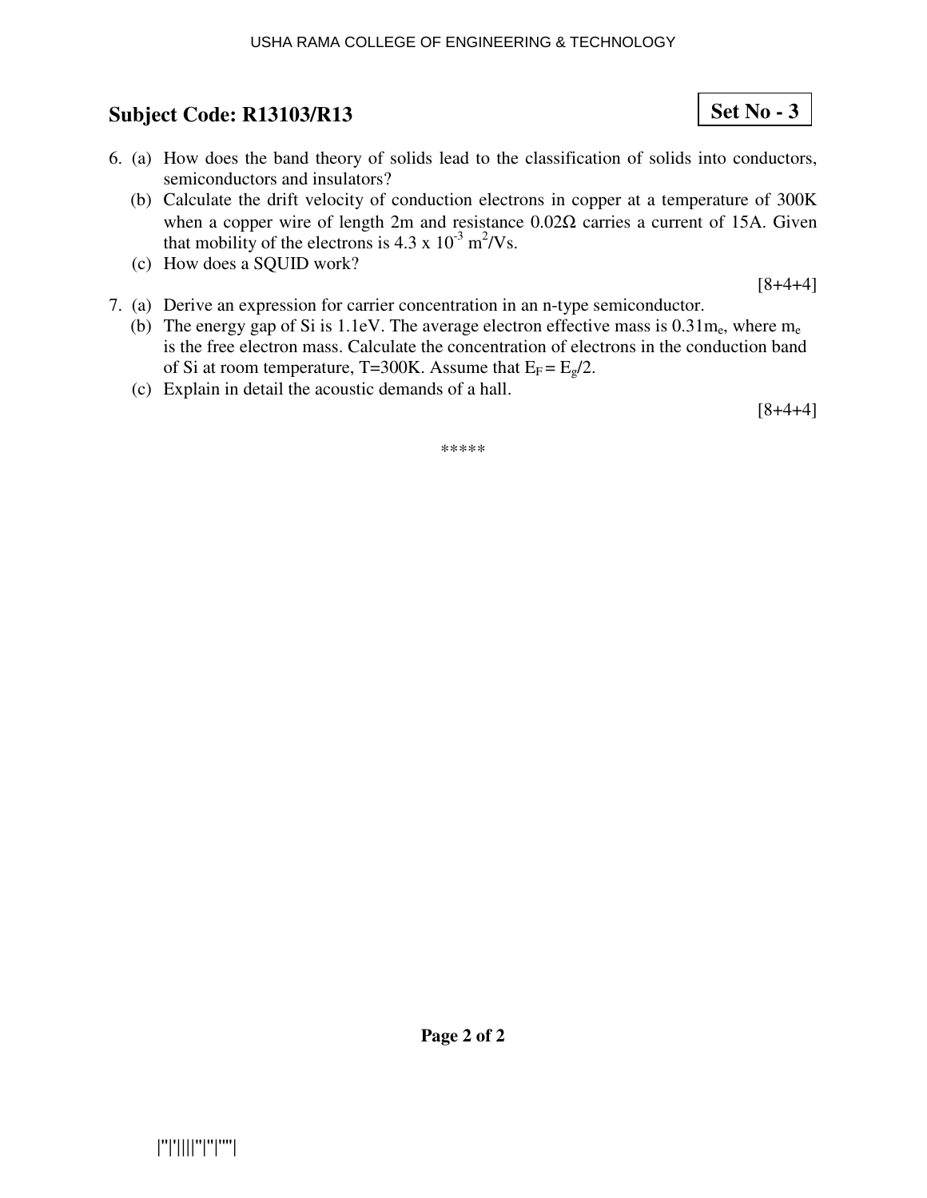## Subject Code: R13103/R13

**Set No - 3**

6. (a) How does the band theory of solids lead to the classification of solids into conductors, semiconductors and insulators?
   (b) Calculate the drift velocity of conduction electrons in copper at a temperature of 300K when a copper wire of length 2m and resistance 0.02Ω carries a current of 15A. Given that mobility of the electrons is $4.3 \times 10^{-3}$ $m^2/Vs$.
   (c) How does a SQUID work?

[8+4+4]

7. (a) Derive an expression for carrier concentration in an n-type semiconductor.
   (b) The energy gap of Si is 1.1eV. The average electron effective mass is $0.31m_e$, where $m_e$ is the free electron mass. Calculate the concentration of electrons in the conduction band of Si at room temperature, T=300K. Assume that $E_F = E_g/2$.
   (c) Explain in detail the acoustic demands of a hall.

[8+4+4]

*****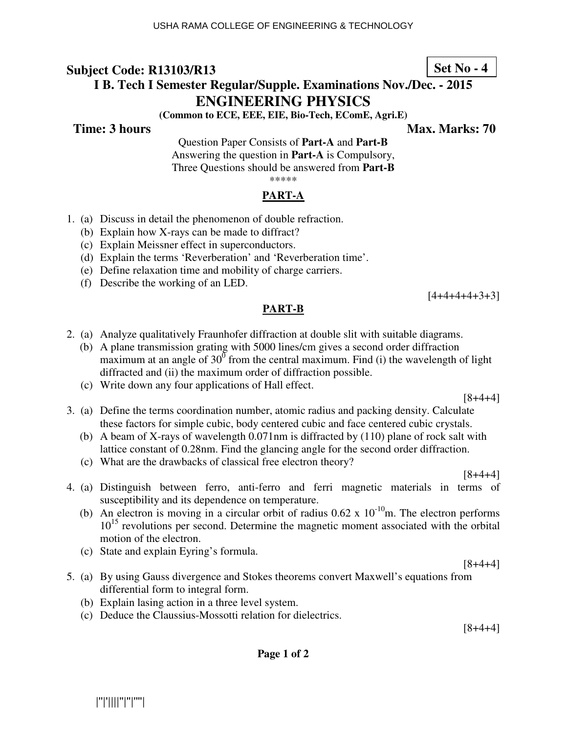**Subject Code: R13103/R13** **Set No - 4**

**I B. Tech I Semester Regular/Supple. Examinations Nov./Dec. - 2015**

# ENGINEERING PHYSICS

**(Common to ECE, EEE, EIE, Bio-Tech, EComE, Agri.E)**

**Time: 3 hours** **Max. Marks: 70**

Question Paper Consists of **Part-A** and **Part-B**
Answering the question in **Part-A** is Compulsory,
Three Questions should be answered from **Part-B**

\*\*\*\*\*

## PART-A

1. (a) Discuss in detail the phenomenon of double refraction.
   (b) Explain how X-rays can be made to diffract?
   (c) Explain Meissner effect in superconductors.
   (d) Explain the terms 'Reverberation' and 'Reverberation time'.
   (e) Define relaxation time and mobility of charge carriers.
   (f) Describe the working of an LED.

[4+4+4+4+3+3]

## PART-B

2. (a) Analyze qualitatively Fraunhofer diffraction at double slit with suitable diagrams.
   (b) A plane transmission grating with 5000 lines/cm gives a second order diffraction maximum at an angle of $30^0$ from the central maximum. Find (i) the wavelength of light diffracted and (ii) the maximum order of diffraction possible.
   (c) Write down any four applications of Hall effect.

[8+4+4]

3. (a) Define the terms coordination number, atomic radius and packing density. Calculate these factors for simple cubic, body centered cubic and face centered cubic crystals.
   (b) A beam of X-rays of wavelength 0.071nm is diffracted by (110) plane of rock salt with lattice constant of 0.28nm. Find the glancing angle for the second order diffraction.
   (c) What are the drawbacks of classical free electron theory?

[8+4+4]

4. (a) Distinguish between ferro, anti-ferro and ferri magnetic materials in terms of susceptibility and its dependence on temperature.
   (b) An electron is moving in a circular orbit of radius $0.62 \times 10^{-10}$m. The electron performs $10^{15}$ revolutions per second. Determine the magnetic moment associated with the orbital motion of the electron.
   (c) State and explain Eyring's formula.

[8+4+4]

5. (a) By using Gauss divergence and Stokes theorems convert Maxwell's equations from differential form to integral form.
   (b) Explain lasing action in a three level system.
   (c) Deduce the Claussius-Mossotti relation for dielectrics.

[8+4+4]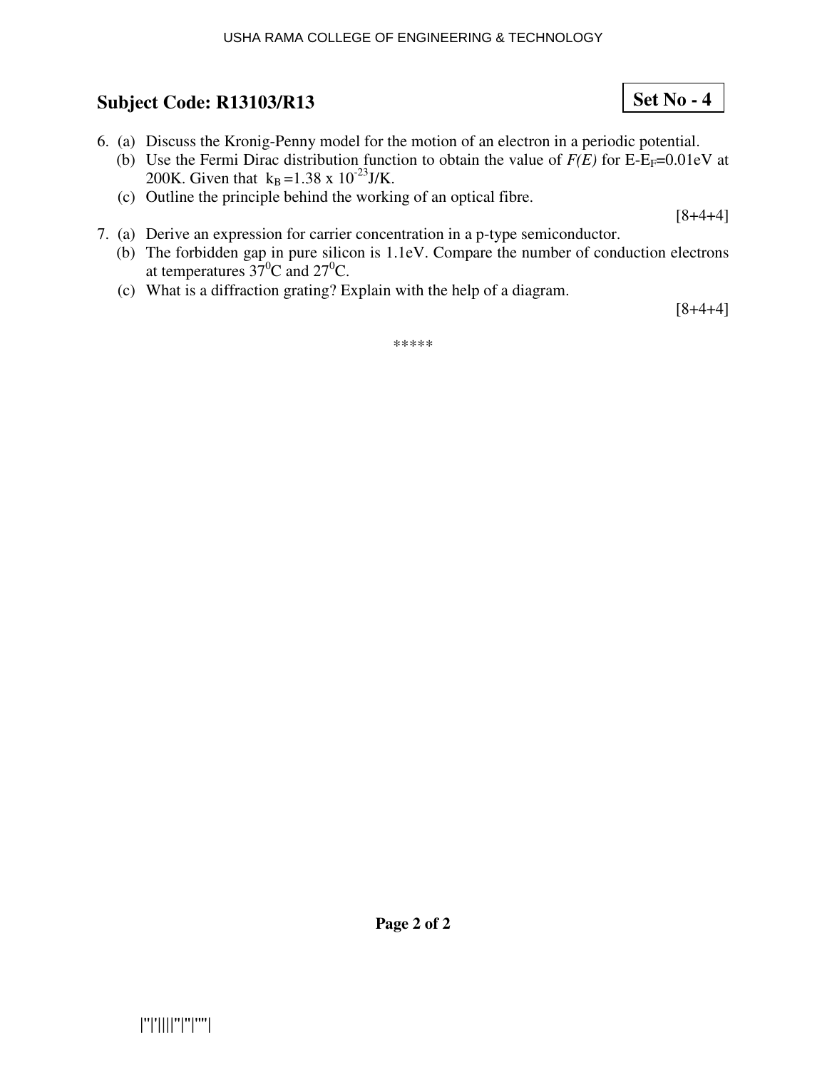## Subject Code: R13103/R13

**Set No - 4**

6. (a) Discuss the Kronig-Penny model for the motion of an electron in a periodic potential.
   (b) Use the Fermi Dirac distribution function to obtain the value of *F(E)* for $E-E_F=0.01eV$ at 200K. Given that $k_B = 1.38 \times 10^{-23} J/K$.
   (c) Outline the principle behind the working of an optical fibre.

   [8+4+4]

7. (a) Derive an expression for carrier concentration in a p-type semiconductor.
   (b) The forbidden gap in pure silicon is 1.1eV. Compare the number of conduction electrons at temperatures $37^0C$ and $27^0C$.
   (c) What is a diffraction grating? Explain with the help of a diagram.

   [8+4+4]

*****